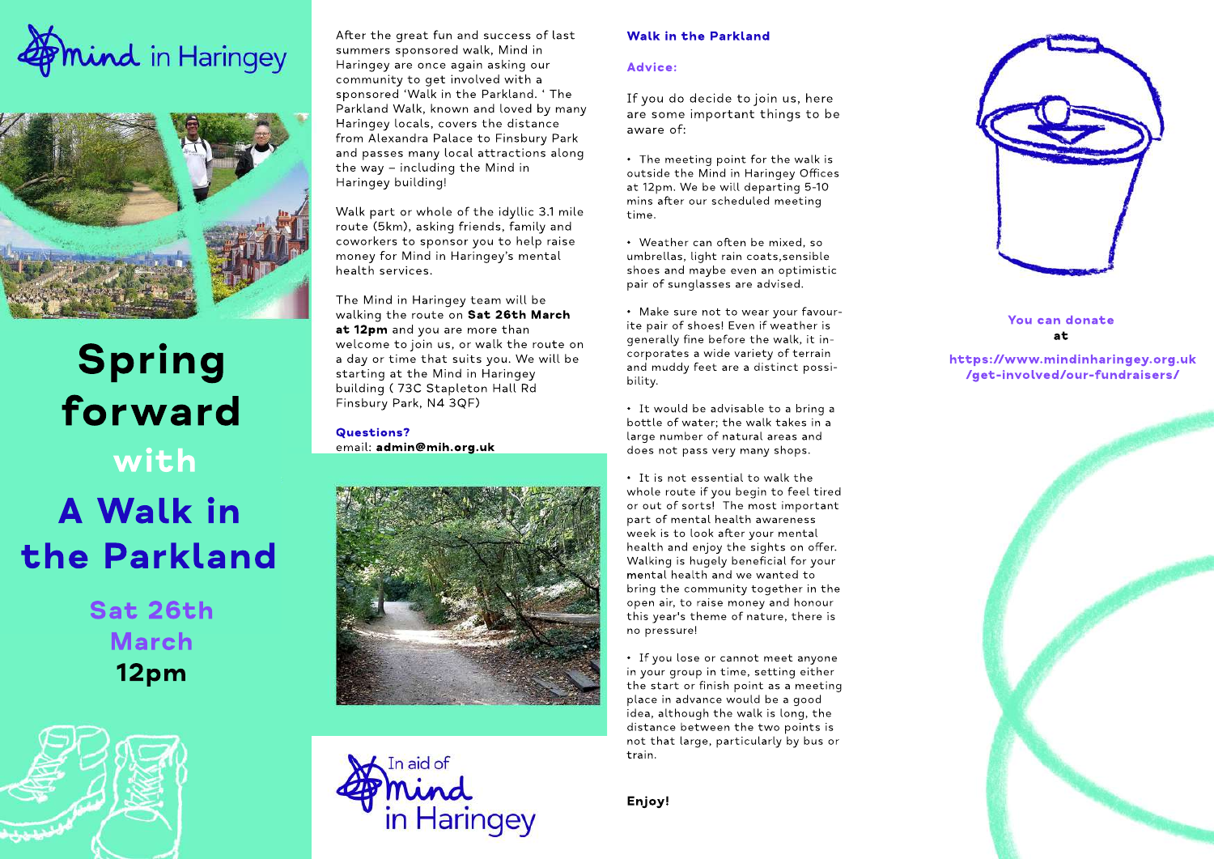Mind in Haringey

# Spring forward with A Walk in the Parkland

**Sat 26th March**

**12pm**

After the great fun and success of last summers sponsored walk, Mind in Haringey are once again asking our community to get involved with a sponsored 'Walk in the Parkland. ' The Parkland Walk, known and loved by many Haringey locals, covers the distance from Alexandra Palace to Finsbury Park and passes many local attractions along the way – including the Mind in Haringey building!

Walk part or whole of the idyllic 3.1 mile route (5km), asking friends, family and coworkers to sponsor you to help raise money for Mind in Haringey's mental health services.

The Mind in Haringey team will be walking the route on **Sat 26th March at 12pm** and you are more than welcome to join us, or walk the route on a day or time that suits you. We will be starting at the Mind in Haringey building ( 73C Stapleton Hall Rd Finsbury Park, N4 3QF)

**Questions?**
email: **admin@mih.org.uk**

In aid of Mind in Haringey

## Walk in the Parkland

### Advice:

If you do decide to join us, here are some important things to be aware of:

- The meeting point for the walk is outside the Mind in Haringey Offices at 12pm. We be will departing 5-10 mins after our scheduled meeting time.
- Weather can often be mixed, so umbrellas, light rain coats,sensible shoes and maybe even an optimistic pair of sunglasses are advised.
- Make sure not to wear your favourite pair of shoes! Even if weather is generally fine before the walk, it incorporates a wide variety of terrain and muddy feet are a distinct possibility.
- It would be advisable to a bring a bottle of water; the walk takes in a large number of natural areas and does not pass very many shops.
- It is not essential to walk the whole route if you begin to feel tired or out of sorts! The most important part of mental health awareness week is to look after your mental health and enjoy the sights on offer. Walking is hugely beneficial for your mental health and we wanted to bring the community together in the open air, to raise money and honour this year's theme of nature, there is no pressure!
- If you lose or cannot meet anyone in your group in time, setting either the start or finish point as a meeting place in advance would be a good idea, although the walk is long, the distance between the two points is not that large, particularly by bus or train.

**Enjoy!**

**You can donate at**

**https://www.mindinharingey.org.uk/get-involved/our-fundraisers/**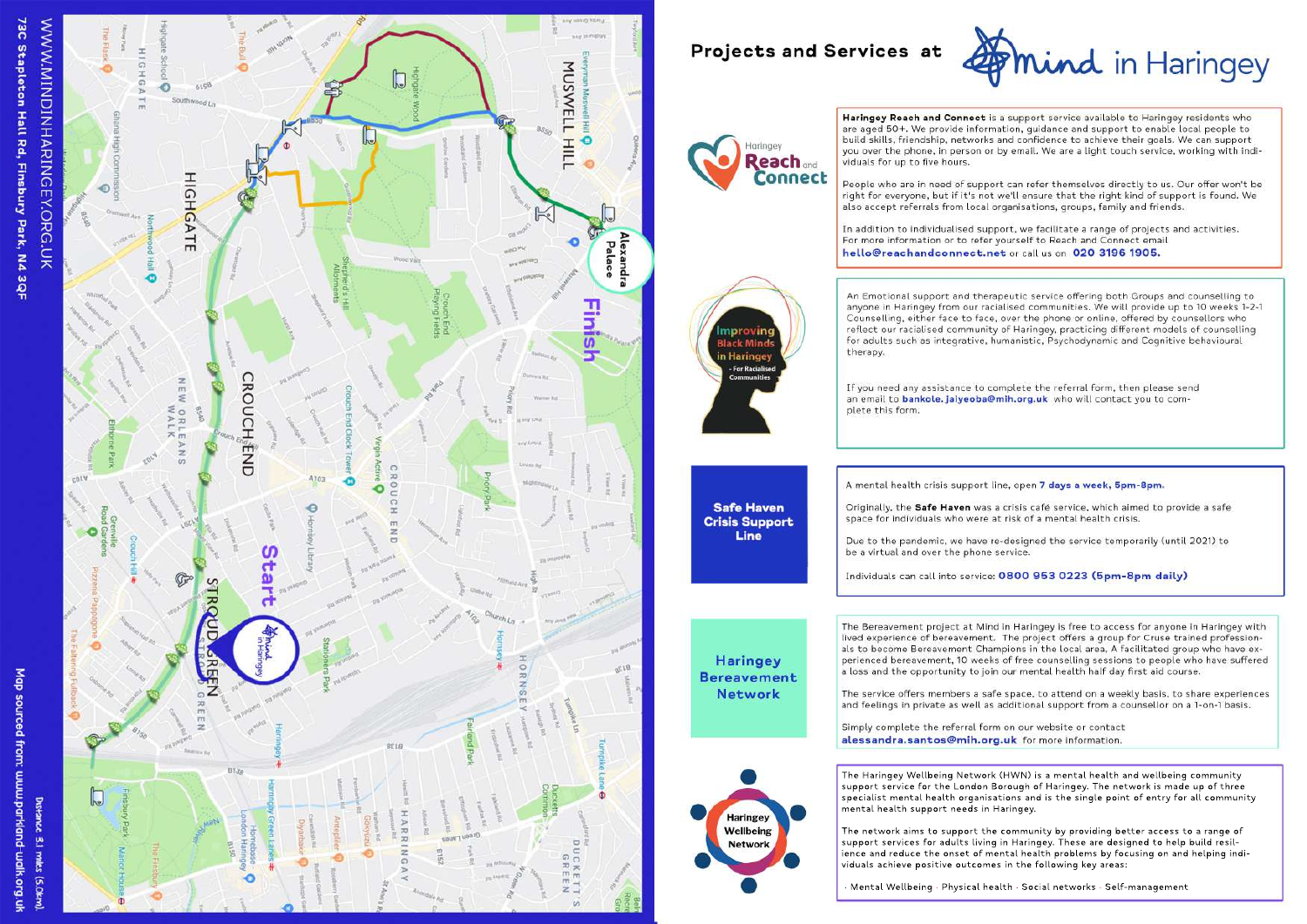WWW.MINDINHARINGEY.ORG.UK

73C Stapleton Hall Rd, Finsbury Park, N4 3QF

Start

Finish

Map sourced from: www.parkland-walk.org.uk

Distance: 3.1 miles (5.0km).

# Projects and Services at Mind in Haringey

## Haringey Reach and Connect

**Haringey Reach and Connect** is a support service available to Haringey residents who are aged 50+. We provide information, guidance and support to enable local people to build skills, friendship, networks and confidence to achieve their goals. We can support you over the phone, in person or by email. We are a light touch service, working with individuals for up to five hours.

People who are in need of support can refer themselves directly to us. Our offer won't be right for everyone, but if it's not we'll ensure that the right kind of support is found. We also accept referrals from local organisations, groups, family and friends.

In addition to individualised support, we facilitate a range of projects and activities. For more information or to refer yourself to Reach and Connect email **hello@reachandconnect.net** or call us on **020 3196 1905.**

## Improving Black Minds in Haringey - For Racialised Communities

An Emotional support and therapeutic service offering both Groups and counselling to anyone in Haringey from our racialised communities. We will provide up to 10 weeks 1-2-1 Counselling, either face to face, over the phone or online, offered by counsellors who reflect our racialised community of Haringey, practicing different models of counselling for adults such as integrative, humanistic, Psychodynamic and Cognitive behavioural therapy.

If you need any assistance to complete the referral form, then please send an email to **bankole.jaiyeoba@mih.org.uk** who will contact you to complete this form.

## Safe Haven Crisis Support Line

A mental health crisis support line, open **7 days a week, 5pm-8pm.**

Originally, the **Safe Haven** was a crisis café service, which aimed to provide a safe space for individuals who were at risk of a mental health crisis.

Due to the pandemic, we have re-designed the service temporarily (until 2021) to be a virtual and over the phone service.

Individuals can call into service: **0800 953 0223 (5pm-8pm daily)**

## Haringey Bereavement Network

The Bereavement project at Mind in Haringey is free to access for anyone in Haringey with lived experience of bereavement. The project offers a group for Cruse trained professionals to become Bereavement Champions in the local area, A facilitated group who have experienced bereavement, 10 weeks of free counselling sessions to people who have suffered a loss and the opportunity to join our mental health half day first aid course.

The service offers members a safe space, to attend on a weekly basis, to share experiences and feelings in private as well as additional support from a counsellor on a 1-on-1 basis.

Simply complete the referral form on our website or contact **alessandra.santos@mih.org.uk** for more information.

## Haringey Wellbeing Network

The Haringey Wellbeing Network (HWN) is a mental health and wellbeing community support service for the London Borough of Haringey. The network is made up of three specialist mental health organisations and is the single point of entry for all community mental health support needs in Haringey.

The network aims to support the community by providing better access to a range of support services for adults living in Haringey. These are designed to help build resilience and reduce the onset of mental health problems by focusing on and helping individuals achieve positive outcomes in the following key areas:

· Mental Wellbeing · Physical health · Social networks · Self-management